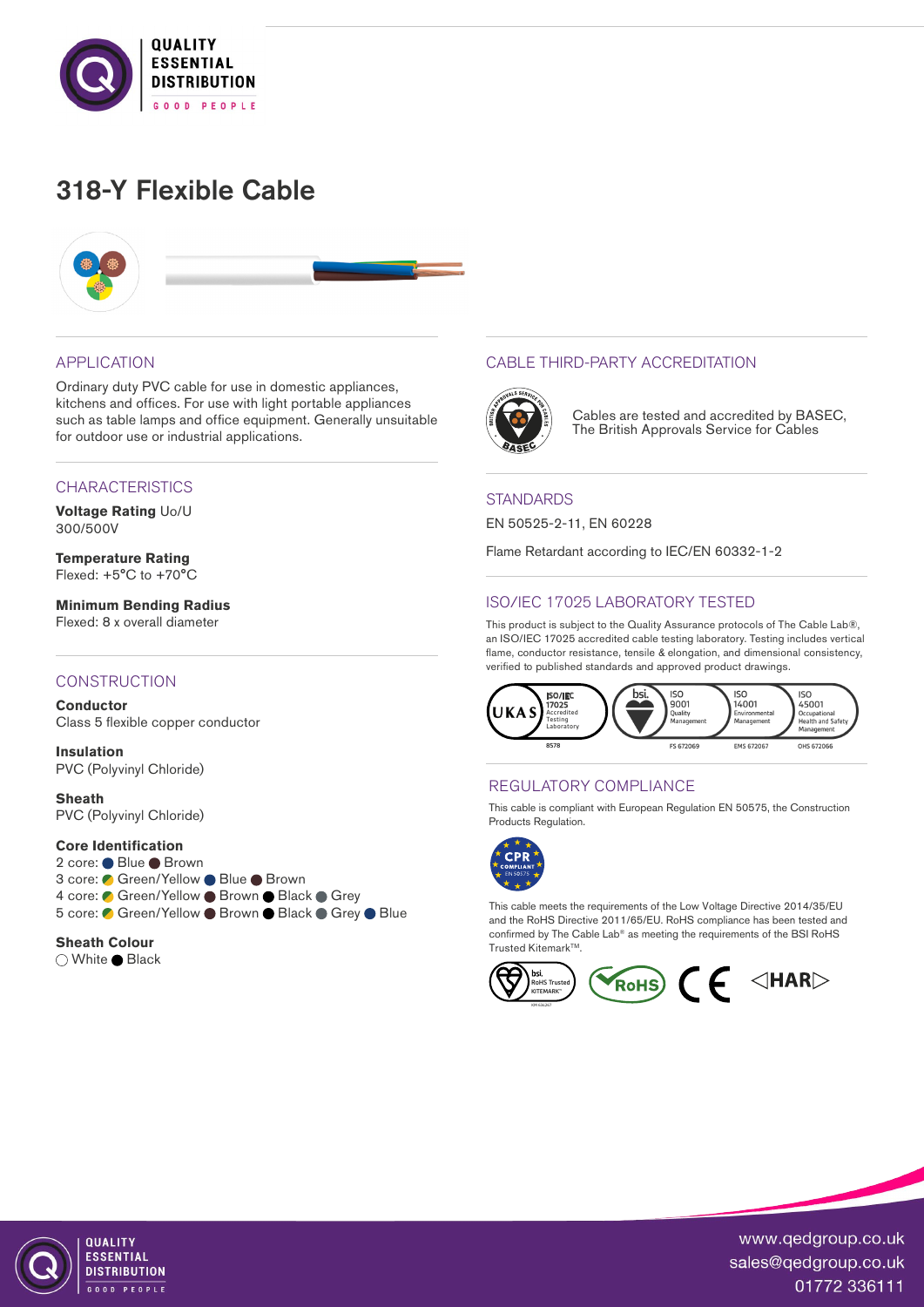# 318-Y Flexible Cable

## APPLICATION

Ordinary duty PVC cable for use in domestic appliances, kitchens and offices. For use with light portable appliances such as table lamps and office equipment. Generally unsuitable for outdoor use or industrial applications.

## CHARACTERISTICS

**Voltage Rating** Uo/U
300/500V

**Temperature Rating**
Flexed: +5°C to +70°C

**Minimum Bending Radius**
Flexed: 8 x overall diameter

## CONSTRUCTION

**Conductor**
Class 5 flexible copper conductor

**Insulation**
PVC (Polyvinyl Chloride)

**Sheath**
PVC (Polyvinyl Chloride)

**Core Identification**
2 core: Blue, Brown
3 core: Green/Yellow, Blue, Brown
4 core: Green/Yellow, Brown, Black, Grey
5 core: Green/Yellow, Brown, Black, Grey, Blue

**Sheath Colour**
White, Black

## CABLE THIRD-PARTY ACCREDITATION

Cables are tested and accredited by BASEC, The British Approvals Service for Cables

## STANDARDS

EN 50525-2-11, EN 60228

Flame Retardant according to IEC/EN 60332-1-2

## ISO/IEC 17025 LABORATORY TESTED

This product is subject to the Quality Assurance protocols of The Cable Lab®, an ISO/IEC 17025 accredited cable testing laboratory. Testing includes vertical flame, conductor resistance, tensile & elongation, and dimensional consistency, verified to published standards and approved product drawings.

UKAS ISO/IEC 17025 Accredited Testing Laboratory 8578 | bsi. ISO 9001 Quality Management FS 672069 | ISO 14001 Environmental Management EMS 672067 | ISO 45001 Occupational Health and Safety Management OHS 672066

## REGULATORY COMPLIANCE

This cable is compliant with European Regulation EN 50575, the Construction Products Regulation.

CPR COMPLIANT EN 50575

This cable meets the requirements of the Low Voltage Directive 2014/35/EU and the RoHS Directive 2011/65/EU. RoHS compliance has been tested and confirmed by The Cable Lab® as meeting the requirements of the BSI RoHS Trusted Kitemark™.

bsi. RoHS Trusted KITEMARK™ | RoHS | CE | ◁HAR▷

www.qedgroup.co.uk
sales@qedgroup.co.uk
01772 336111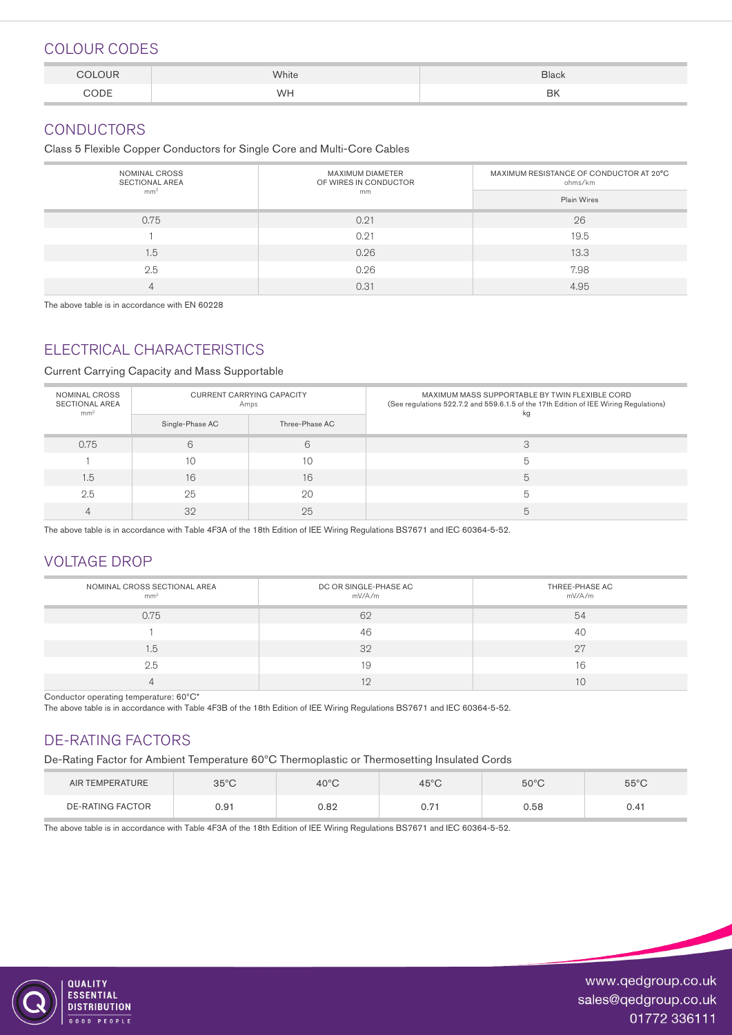## COLOUR CODES

| COLOUR | White | Black |
|---|---|---|
| CODE | WH | BK |

## CONDUCTORS

Class 5 Flexible Copper Conductors for Single Core and Multi-Core Cables

| NOMINAL CROSS SECTIONAL AREA $mm^2$ | MAXIMUM DIAMETER OF WIRES IN CONDUCTOR mm | MAXIMUM RESISTANCE OF CONDUCTOR AT 20°C ohms/km |
|---|---|---|
| | | Plain Wires |
| 0.75 | 0.21 | 26 |
| 1 | 0.21 | 19.5 |
| 1.5 | 0.26 | 13.3 |
| 2.5 | 0.26 | 7.98 |
| 4 | 0.31 | 4.95 |

The above table is in accordance with EN 60228

## ELECTRICAL CHARACTERISTICS

Current Carrying Capacity and Mass Supportable

| NOMINAL CROSS SECTIONAL AREA $mm^2$ | CURRENT CARRYING CAPACITY Amps | | MAXIMUM MASS SUPPORTABLE BY TWIN FLEXIBLE CORD (See regulations 522.7.2 and 559.6.1.5 of the 17th Edition of IEE Wiring Regulations) kg |
|---|---|---|---|
| | Single-Phase AC | Three-Phase AC | |
| 0.75 | 6 | 6 | 3 |
| 1 | 10 | 10 | 5 |
| 1.5 | 16 | 16 | 5 |
| 2.5 | 25 | 20 | 5 |
| 4 | 32 | 25 | 5 |

The above table is in accordance with Table 4F3A of the 18th Edition of IEE Wiring Regulations BS7671 and IEC 60364-5-52.

## VOLTAGE DROP

| NOMINAL CROSS SECTIONAL AREA $mm^2$ | DC OR SINGLE-PHASE AC mV/A/m | THREE-PHASE AC mV/A/m |
|---|---|---|
| 0.75 | 62 | 54 |
| 1 | 46 | 40 |
| 1.5 | 32 | 27 |
| 2.5 | 19 | 16 |
| 4 | 12 | 10 |

Conductor operating temperature: 60°C*

The above table is in accordance with Table 4F3B of the 18th Edition of IEE Wiring Regulations BS7671 and IEC 60364-5-52.

## DE-RATING FACTORS

De-Rating Factor for Ambient Temperature 60°C Thermoplastic or Thermosetting Insulated Cords

| AIR TEMPERATURE | 35°C | 40°C | 45°C | 50°C | 55°C |
|---|---|---|---|---|---|
| DE-RATING FACTOR | 0.91 | 0.82 | 0.71 | 0.58 | 0.41 |

The above table is in accordance with Table 4F3A of the 18th Edition of IEE Wiring Regulations BS7671 and IEC 60364-5-52.

QUALITY ESSENTIAL DISTRIBUTION GOOD PEOPLE

www.qedgroup.co.uk
sales@qedgroup.co.uk
01772 336111